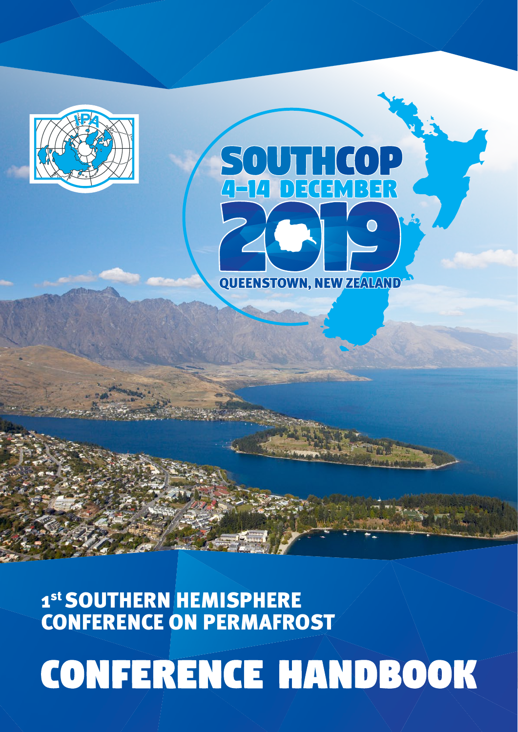IPA

# SOUTHCOP

## 4-14 DECEMBER 2019

QUEENSTOWN, NEW ZEALAND

## 1st SOUTHERN HEMISPHERE CONFERENCE ON PERMAFROST

# CONFERENCE HANDBOOK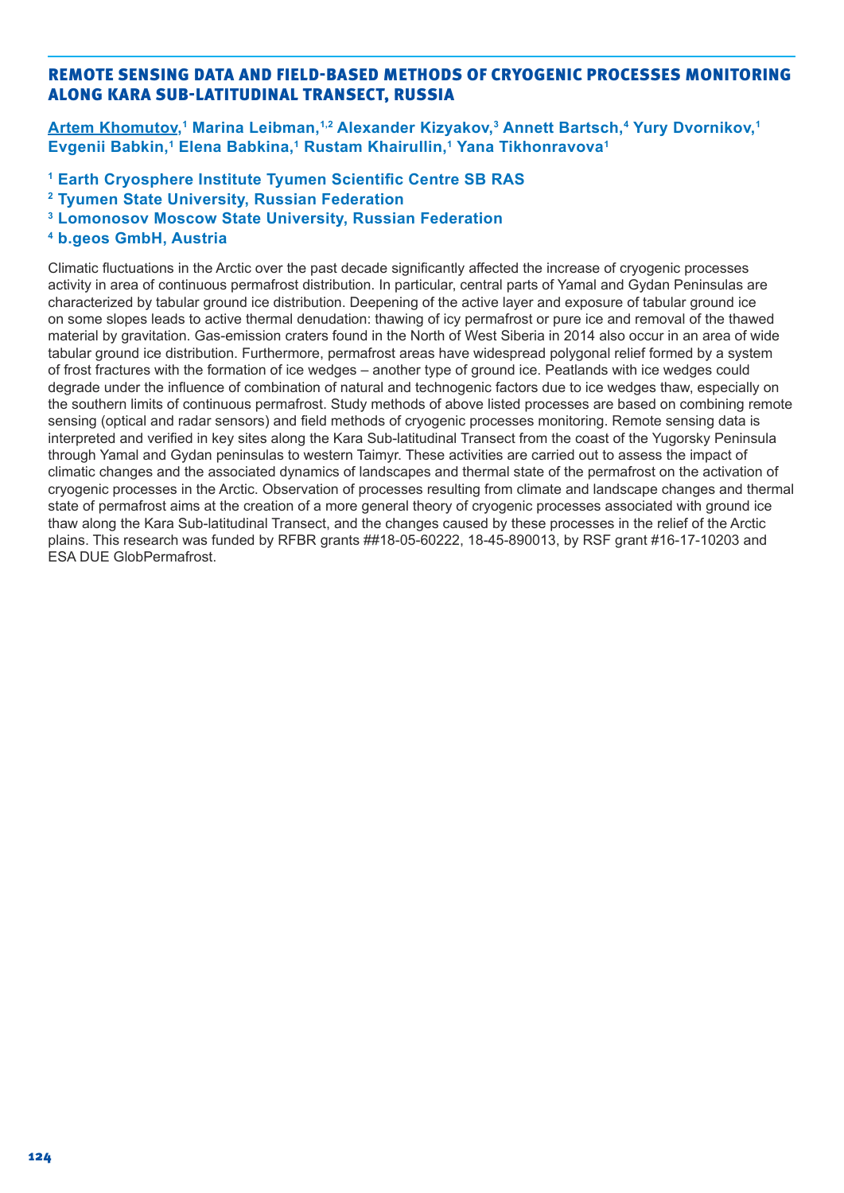## REMOTE SENSING DATA AND FIELD-BASED METHODS OF CRYOGENIC PROCESSES MONITORING ALONG KARA SUB-LATITUDINAL TRANSECT, RUSSIA

**Artem Khomutov,[1] Marina Leibman,[1,2] Alexander Kizyakov,[3] Annett Bartsch,[4] Yury Dvornikov,[1] Evgenii Babkin,[1] Elena Babkina,[1] Rustam Khairullin,[1] Yana Tikhonravova[1]**

[1] **Earth Cryosphere Institute Tyumen Scientific Centre SB RAS**
[2] **Tyumen State University, Russian Federation**
[3] **Lomonosov Moscow State University, Russian Federation**
[4] **b.geos GmbH, Austria**

Climatic fluctuations in the Arctic over the past decade significantly affected the increase of cryogenic processes activity in area of continuous permafrost distribution. In particular, central parts of Yamal and Gydan Peninsulas are characterized by tabular ground ice distribution. Deepening of the active layer and exposure of tabular ground ice on some slopes leads to active thermal denudation: thawing of icy permafrost or pure ice and removal of the thawed material by gravitation. Gas-emission craters found in the North of West Siberia in 2014 also occur in an area of wide tabular ground ice distribution. Furthermore, permafrost areas have widespread polygonal relief formed by a system of frost fractures with the formation of ice wedges – another type of ground ice. Peatlands with ice wedges could degrade under the influence of combination of natural and technogenic factors due to ice wedges thaw, especially on the southern limits of continuous permafrost. Study methods of above listed processes are based on combining remote sensing (optical and radar sensors) and field methods of cryogenic processes monitoring. Remote sensing data is interpreted and verified in key sites along the Kara Sub-latitudinal Transect from the coast of the Yugorsky Peninsula through Yamal and Gydan peninsulas to western Taimyr. These activities are carried out to assess the impact of climatic changes and the associated dynamics of landscapes and thermal state of the permafrost on the activation of cryogenic processes in the Arctic. Observation of processes resulting from climate and landscape changes and thermal state of permafrost aims at the creation of a more general theory of cryogenic processes associated with ground ice thaw along the Kara Sub-latitudinal Transect, and the changes caused by these processes in the relief of the Arctic plains. This research was funded by RFBR grants ##18-05-60222, 18-45-890013, by RSF grant #16-17-10203 and ESA DUE GlobPermafrost.